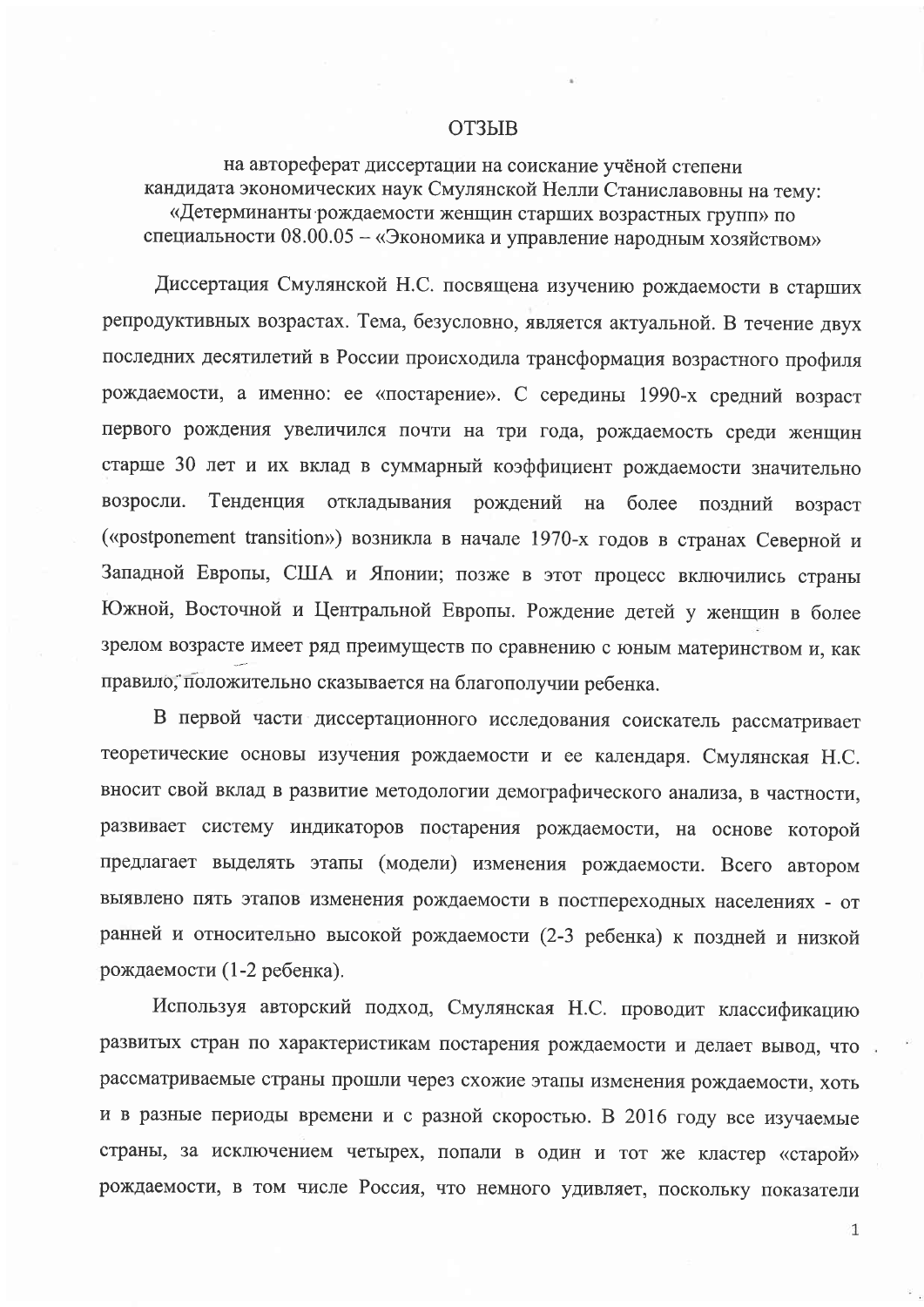# ОТЗЫВ

на автореферат диссертации на соискание учёной степени кандидата экономических наук Смулянской Нелли Станиславовны на тему: «Детерминанты рождаемости женщин старших возрастных групп» по специальности 08.00.05 – «Экономика и управление народным хозяйством»

Диссертация Смулянской Н.С. посвящена изучению рождаемости в старших репродуктивных возрастах. Тема, безусловно, является актуальной. В течение двух последних десятилетий в России происходила трансформация возрастного профиля рождаемости, а именно: ее «постарение». С середины 1990-х средний возраст первого рождения увеличился почти на три года, рождаемость среди женщин старше 30 лет и их вклад в суммарный коэффициент рождаемости значительно возросли. Тенденция откладывания рождений на более поздний возраст («postponement transition») возникла в начале 1970-х годов в странах Северной и Западной Европы, США и Японии; позже в этот процесс включились страны Южной, Восточной и Центральной Европы. Рождение детей у женщин в более зрелом возрасте имеет ряд преимуществ по сравнению с юным материнством и, как правило, положительно сказывается на благополучии ребенка.

В первой части диссертационного исследования соискатель рассматривает теоретические основы изучения рождаемости и ее календаря. Смулянская Н.С. вносит свой вклад в развитие методологии демографического анализа, в частности, развивает систему индикаторов постарения рождаемости, на основе которой предлагает выделять этапы (модели) изменения рождаемости. Всего автором выявлено пять этапов изменения рождаемости в постпереходных населениях - от ранней и относительно высокой рождаемости (2-3 ребенка) к поздней и низкой рождаемости (1-2 ребенка).

Используя авторский подход, Смулянская Н.С. проводит классификацию развитых стран по характеристикам постарения рождаемости и делает вывод, что рассматриваемые страны прошли через схожие этапы изменения рождаемости, хоть и в разные периоды времени и с разной скоростью. В 2016 году все изучаемые страны, за исключением четырех, попали в один и тот же кластер «старой» рождаемости, в том числе Россия, что немного удивляет, поскольку показатели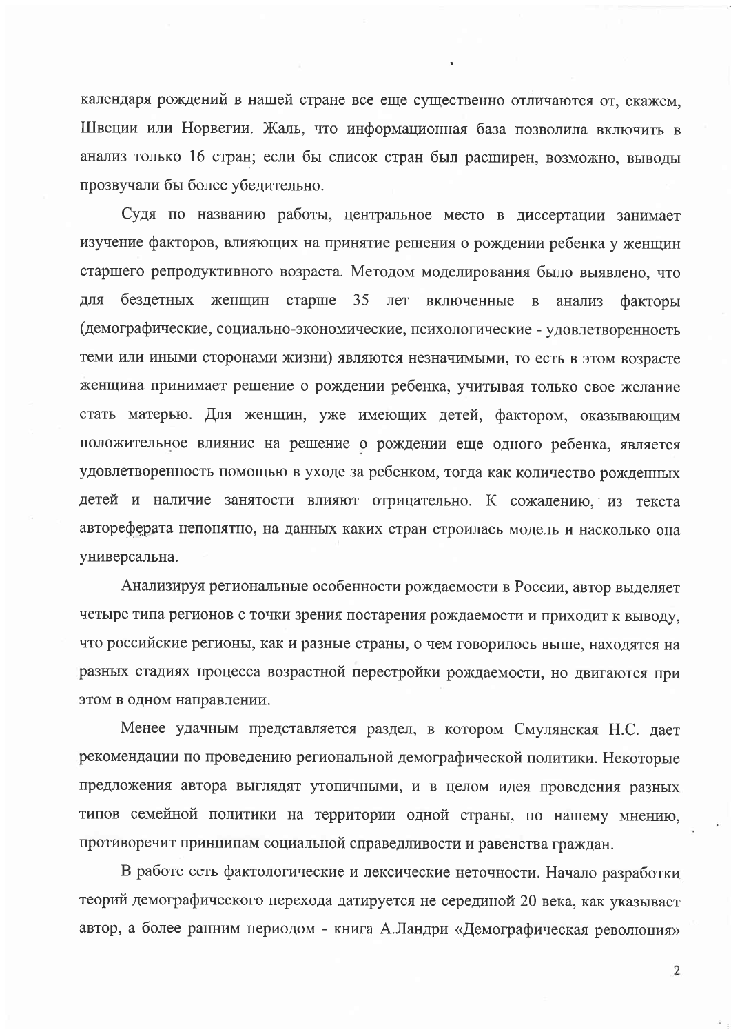календаря рождений в нашей стране все еще существенно отличаются от, скажем, Швеции или Норвегии. Жаль, что информационная база позволила включить в анализ только 16 стран; если бы список стран был расширен, возможно, выводы прозвучали бы более убедительно.

Судя по названию работы, центральное место в диссертации занимает изучение факторов, влияющих на принятие решения о рождении ребенка у женщин старшего репродуктивного возраста. Методом моделирования было выявлено, что для бездетных женщин старше 35 лет включенные в анализ факторы (демографические, социально-экономические, психологические - удовлетворенность теми или иными сторонами жизни) являются незначимыми, то есть в этом возрасте женщина принимает решение о рождении ребенка, учитывая только свое желание стать матерью. Для женщин, уже имеющих детей, фактором, оказывающим положительное влияние на решение о рождении еще одного ребенка, является удовлетворенность помощью в уходе за ребенком, тогда как количество рожденных детей и наличие занятости влияют отрицательно. К сожалению, из текста автореферата непонятно, на данных каких стран строилась модель и насколько она универсальна.

Анализируя региональные особенности рождаемости в России, автор выделяет четыре типа регионов с точки зрения постарения рождаемости и приходит к выводу, что российские регионы, как и разные страны, о чем говорилось выше, находятся на разных стадиях процесса возрастной перестройки рождаемости, но двигаются при этом в одном направлении.

Менее удачным представляется раздел, в котором Смулянская Н.С. дает рекомендации по проведению региональной демографической политики. Некоторые предложения автора выглядят утопичными, и в целом идея проведения разных типов семейной политики на территории одной страны, по нашему мнению, противоречит принципам социальной справедливости и равенства граждан.

В работе есть фактологические и лексические неточности. Начало разработки теорий демографического перехода датируется не серединой 20 века, как указывает автор, а более ранним периодом - книга А.Ландри «Демографическая революция»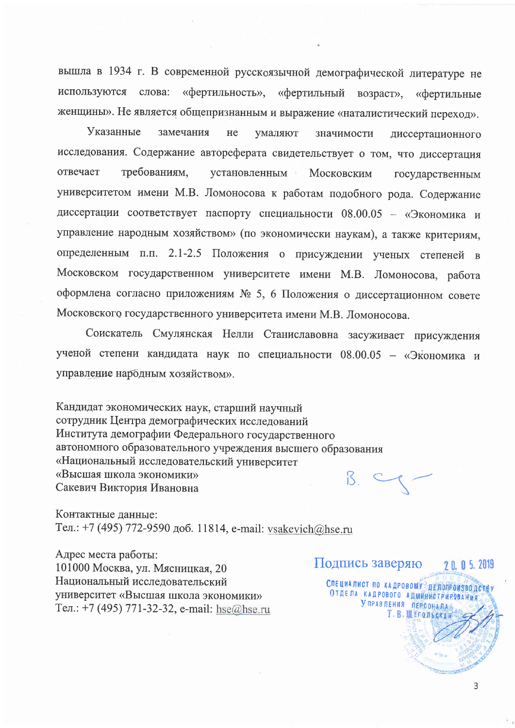вышла в 1934 г. В современной русскоязычной демографической литературе не используются слова: «фертильность», «фертильный возраст», «фертильные женщины». Не является общепризнанным и выражение «наталистический переход».

Указанные замечания не умаляют значимости диссертационного исследования. Содержание автореферата свидетельствует о том, что диссертация отвечает требованиям, установленным Московским государственным университетом имени М.В. Ломоносова к работам подобного рода. Содержание диссертации соответствует паспорту специальности 08.00.05 – «Экономика и управление народным хозяйством» (по экономически наукам), а также критериям, определенным п.п. 2.1-2.5 Положения о присуждении ученых степеней в Московском государственном университете имени М.В. Ломоносова, работа оформлена согласно приложениям № 5, 6 Положения о диссертационном совете Московского государственного университета имени М.В. Ломоносова.

Соискатель Смулянская Нелли Станиславовна засуживает присуждения ученой степени кандидата наук по специальности 08.00.05 – «Экономика и управление народным хозяйством».

Кандидат экономических наук, старший научный сотрудник Центра демографических исследований Института демографии Федерального государственного автономного образовательного учреждения высшего образования «Национальный исследовательский университет «Высшая школа экономики»
Сакевич Виктория Ивановна

Контактные данные:
Тел.: +7 (495) 772-9590 доб. 11814, e-mail: vsakevich@hse.ru

Адрес места работы:
101000 Москва, ул. Мясницкая, 20
Национальный исследовательский университет «Высшая школа экономики»
Тел.: +7 (495) 771-32-32, e-mail: hse@hse.ru

Подпись заверяю 20.05.2019

Специалист по кадровому делопроизводству
Отдела кадрового администрирования
Управления персонала
Т.В. Щегольская